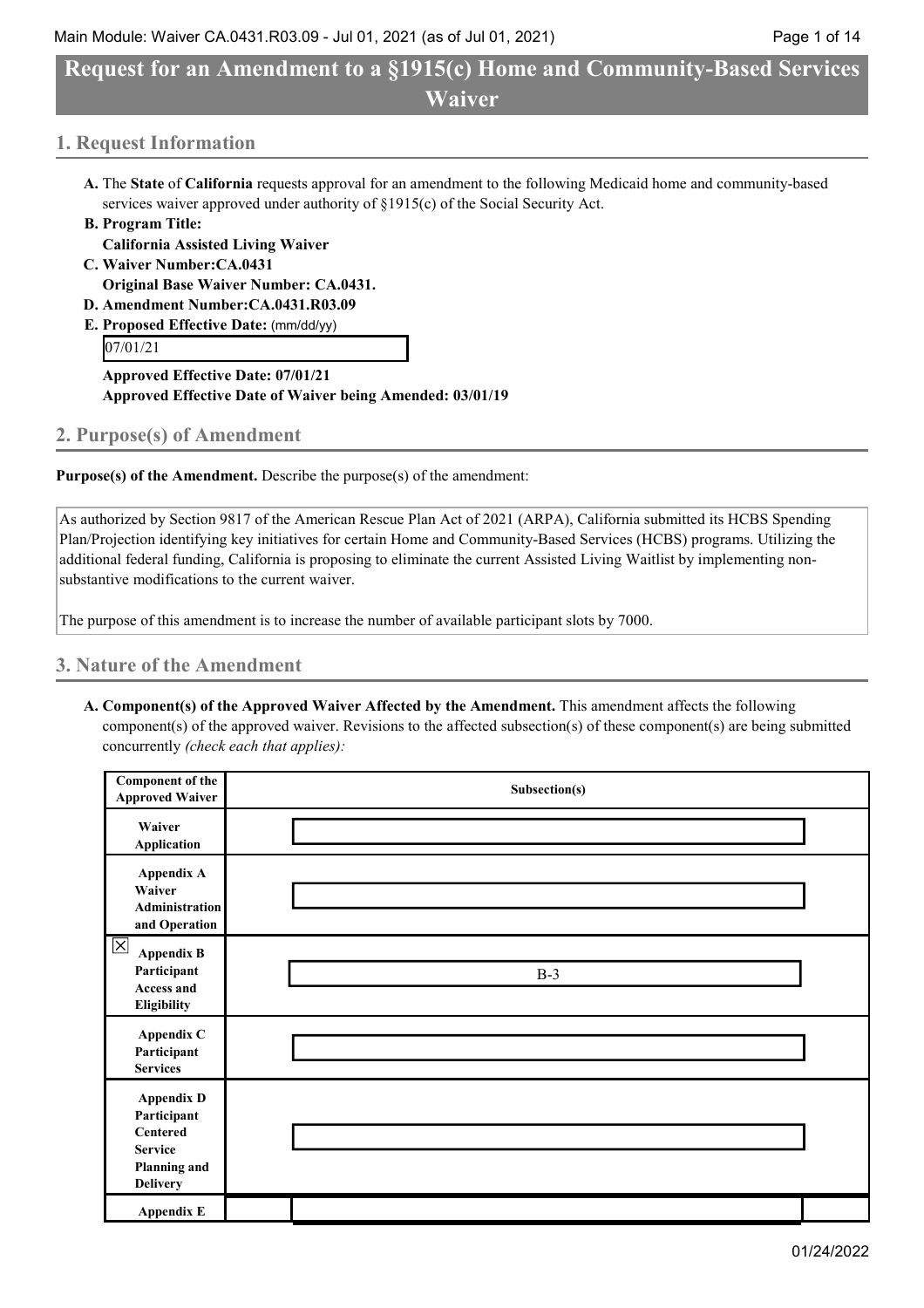# Request for an Amendment to a §1915(c) Home and Community-Based Services Waiver

## 1. Request Information

**A.** The **State** of **California** requests approval for an amendment to the following Medicaid home and community-based services waiver approved under authority of §1915(c) of the Social Security Act.

**B. Program Title:**
**California Assisted Living Waiver**

**C. Waiver Number:CA.0431**
**Original Base Waiver Number: CA.0431.**

**D. Amendment Number:CA.0431.R03.09**

**E. Proposed Effective Date:** (mm/dd/yy)

07/01/21

**Approved Effective Date: 07/01/21**
**Approved Effective Date of Waiver being Amended: 03/01/19**

## 2. Purpose(s) of Amendment

**Purpose(s) of the Amendment.** Describe the purpose(s) of the amendment:

As authorized by Section 9817 of the American Rescue Plan Act of 2021 (ARPA), California submitted its HCBS Spending Plan/Projection identifying key initiatives for certain Home and Community-Based Services (HCBS) programs. Utilizing the additional federal funding, California is proposing to eliminate the current Assisted Living Waitlist by implementing non-substantive modifications to the current waiver.

The purpose of this amendment is to increase the number of available participant slots by 7000.

## 3. Nature of the Amendment

**A. Component(s) of the Approved Waiver Affected by the Amendment.** This amendment affects the following component(s) of the approved waiver. Revisions to the affected subsection(s) of these component(s) are being submitted concurrently *(check each that applies):*

| Component of the Approved Waiver | Subsection(s) |
| --- | --- |
| Waiver Application | |
| Appendix A Waiver Administration and Operation | |
| ☒ Appendix B Participant Access and Eligibility | B-3 |
| Appendix C Participant Services | |
| Appendix D Participant Centered Service Planning and Delivery | |
| Appendix E | |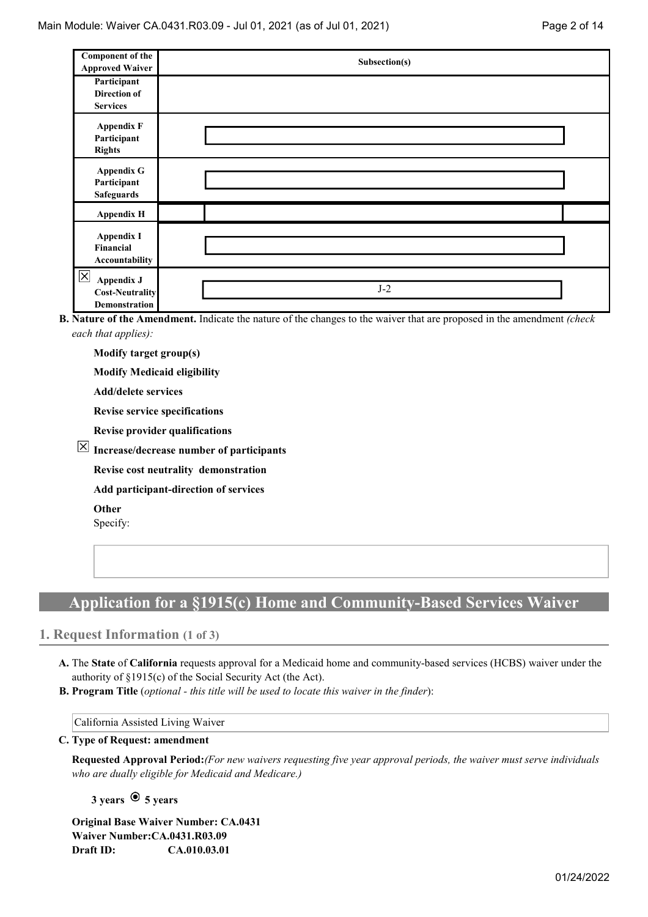| Component of the Approved Waiver | Subsection(s) |
| --- | --- |
| Participant Direction of Services | |
| Appendix F Participant Rights | |
| Appendix G Participant Safeguards | |
| Appendix H | |
| Appendix I Financial Accountability | |
| ☒ Appendix J Cost-Neutrality Demonstration | J-2 |

**B. Nature of the Amendment.** Indicate the nature of the changes to the waiver that are proposed in the amendment *(check each that applies):*

- **Modify target group(s)**
- **Modify Medicaid eligibility**
- **Add/delete services**
- **Revise service specifications**
- **Revise provider qualifications**
- ☒ **Increase/decrease number of participants**
- **Revise cost neutrality demonstration**
- **Add participant-direction of services**
- **Other**

  Specify:

# Application for a §1915(c) Home and Community-Based Services Waiver

## 1. Request Information (1 of 3)

**A.** The **State** of **California** requests approval for a Medicaid home and community-based services (HCBS) waiver under the authority of §1915(c) of the Social Security Act (the Act).

**B. Program Title** (*optional - this title will be used to locate this waiver in the finder*):

California Assisted Living Waiver

**C. Type of Request: amendment**

**Requested Approval Period:***(For new waivers requesting five year approval periods, the waiver must serve individuals who are dually eligible for Medicaid and Medicare.)*

**3 years** ◉ **5 years**

**Original Base Waiver Number: CA.0431**
**Waiver Number:CA.0431.R03.09**
**Draft ID: CA.010.03.01**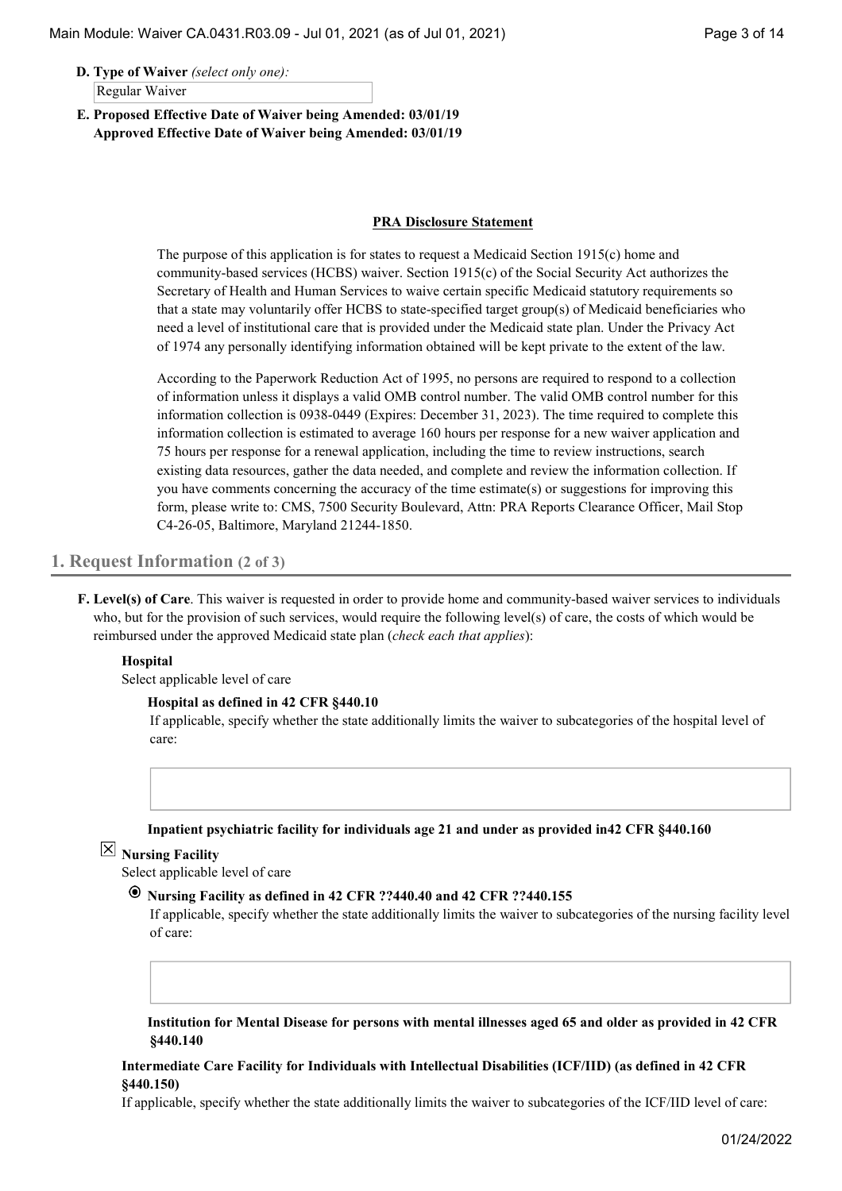**D. Type of Waiver** *(select only one):*

Regular Waiver

**E. Proposed Effective Date of Waiver being Amended: 03/01/19**
**Approved Effective Date of Waiver being Amended: 03/01/19**

**PRA Disclosure Statement**

The purpose of this application is for states to request a Medicaid Section 1915(c) home and community-based services (HCBS) waiver. Section 1915(c) of the Social Security Act authorizes the Secretary of Health and Human Services to waive certain specific Medicaid statutory requirements so that a state may voluntarily offer HCBS to state-specified target group(s) of Medicaid beneficiaries who need a level of institutional care that is provided under the Medicaid state plan. Under the Privacy Act of 1974 any personally identifying information obtained will be kept private to the extent of the law.

According to the Paperwork Reduction Act of 1995, no persons are required to respond to a collection of information unless it displays a valid OMB control number. The valid OMB control number for this information collection is 0938-0449 (Expires: December 31, 2023). The time required to complete this information collection is estimated to average 160 hours per response for a new waiver application and 75 hours per response for a renewal application, including the time to review instructions, search existing data resources, gather the data needed, and complete and review the information collection. If you have comments concerning the accuracy of the time estimate(s) or suggestions for improving this form, please write to: CMS, 7500 Security Boulevard, Attn: PRA Reports Clearance Officer, Mail Stop C4-26-05, Baltimore, Maryland 21244-1850.

## 1. Request Information (2 of 3)

**F. Level(s) of Care**. This waiver is requested in order to provide home and community-based waiver services to individuals who, but for the provision of such services, would require the following level(s) of care, the costs of which would be reimbursed under the approved Medicaid state plan (*check each that applies*):

**Hospital**

Select applicable level of care

**Hospital as defined in 42 CFR §440.10**

If applicable, specify whether the state additionally limits the waiver to subcategories of the hospital level of care:

**Inpatient psychiatric facility for individuals age 21 and under as provided in42 CFR §440.160**

☒ **Nursing Facility**

Select applicable level of care

◉ **Nursing Facility as defined in 42 CFR ??440.40 and 42 CFR ??440.155**

If applicable, specify whether the state additionally limits the waiver to subcategories of the nursing facility level of care:

**Institution for Mental Disease for persons with mental illnesses aged 65 and older as provided in 42 CFR §440.140**

**Intermediate Care Facility for Individuals with Intellectual Disabilities (ICF/IID) (as defined in 42 CFR §440.150)**

If applicable, specify whether the state additionally limits the waiver to subcategories of the ICF/IID level of care: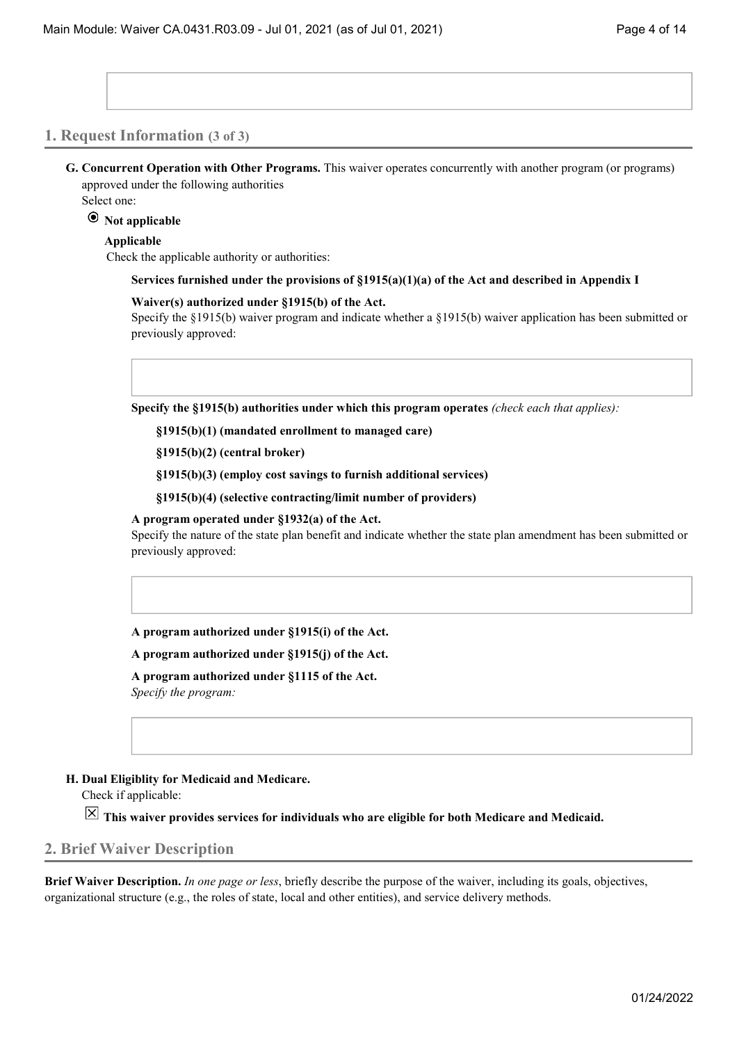## 1. Request Information (3 of 3)

**G. Concurrent Operation with Other Programs.** This waiver operates concurrently with another program (or programs) approved under the following authorities

Select one:

◉ **Not applicable**

**Applicable**

Check the applicable authority or authorities:

**Services furnished under the provisions of §1915(a)(1)(a) of the Act and described in Appendix I**

**Waiver(s) authorized under §1915(b) of the Act.**

Specify the §1915(b) waiver program and indicate whether a §1915(b) waiver application has been submitted or previously approved:

**Specify the §1915(b) authorities under which this program operates** *(check each that applies):*

**§1915(b)(1) (mandated enrollment to managed care)**

**§1915(b)(2) (central broker)**

**§1915(b)(3) (employ cost savings to furnish additional services)**

**§1915(b)(4) (selective contracting/limit number of providers)**

**A program operated under §1932(a) of the Act.**

Specify the nature of the state plan benefit and indicate whether the state plan amendment has been submitted or previously approved:

**A program authorized under §1915(i) of the Act.**

**A program authorized under §1915(j) of the Act.**

**A program authorized under §1115 of the Act.**

*Specify the program:*

**H. Dual Eligiblity for Medicaid and Medicare.**

Check if applicable:

☒ **This waiver provides services for individuals who are eligible for both Medicare and Medicaid.**

## 2. Brief Waiver Description

**Brief Waiver Description.** *In one page or less*, briefly describe the purpose of the waiver, including its goals, objectives, organizational structure (e.g., the roles of state, local and other entities), and service delivery methods.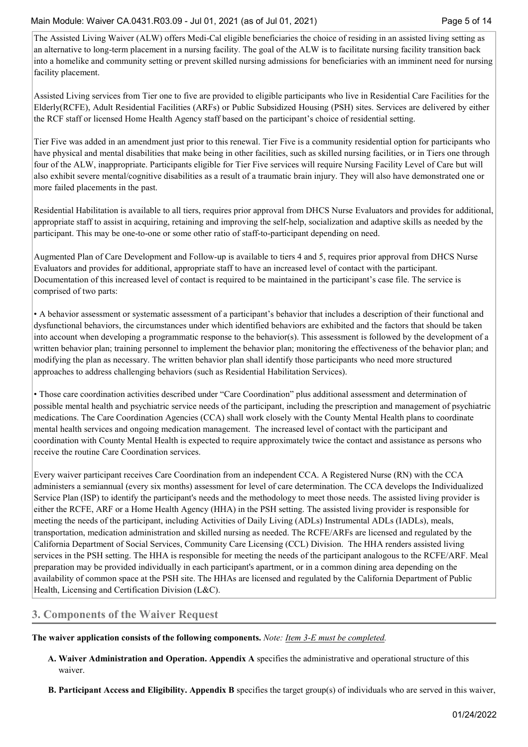The Assisted Living Waiver (ALW) offers Medi-Cal eligible beneficiaries the choice of residing in an assisted living setting as an alternative to long-term placement in a nursing facility. The goal of the ALW is to facilitate nursing facility transition back into a homelike and community setting or prevent skilled nursing admissions for beneficiaries with an imminent need for nursing facility placement.

Assisted Living services from Tier one to five are provided to eligible participants who live in Residential Care Facilities for the Elderly(RCFE), Adult Residential Facilities (ARFs) or Public Subsidized Housing (PSH) sites. Services are delivered by either the RCF staff or licensed Home Health Agency staff based on the participant's choice of residential setting.

Tier Five was added in an amendment just prior to this renewal. Tier Five is a community residential option for participants who have physical and mental disabilities that make being in other facilities, such as skilled nursing facilities, or in Tiers one through four of the ALW, inappropriate. Participants eligible for Tier Five services will require Nursing Facility Level of Care but will also exhibit severe mental/cognitive disabilities as a result of a traumatic brain injury. They will also have demonstrated one or more failed placements in the past.

Residential Habilitation is available to all tiers, requires prior approval from DHCS Nurse Evaluators and provides for additional, appropriate staff to assist in acquiring, retaining and improving the self-help, socialization and adaptive skills as needed by the participant. This may be one-to-one or some other ratio of staff-to-participant depending on need.

Augmented Plan of Care Development and Follow-up is available to tiers 4 and 5, requires prior approval from DHCS Nurse Evaluators and provides for additional, appropriate staff to have an increased level of contact with the participant. Documentation of this increased level of contact is required to be maintained in the participant's case file. The service is comprised of two parts:

• A behavior assessment or systematic assessment of a participant's behavior that includes a description of their functional and dysfunctional behaviors, the circumstances under which identified behaviors are exhibited and the factors that should be taken into account when developing a programmatic response to the behavior(s). This assessment is followed by the development of a written behavior plan; training personnel to implement the behavior plan; monitoring the effectiveness of the behavior plan; and modifying the plan as necessary. The written behavior plan shall identify those participants who need more structured approaches to address challenging behaviors (such as Residential Habilitation Services).

• Those care coordination activities described under "Care Coordination" plus additional assessment and determination of possible mental health and psychiatric service needs of the participant, including the prescription and management of psychiatric medications. The Care Coordination Agencies (CCA) shall work closely with the County Mental Health plans to coordinate mental health services and ongoing medication management. The increased level of contact with the participant and coordination with County Mental Health is expected to require approximately twice the contact and assistance as persons who receive the routine Care Coordination services.

Every waiver participant receives Care Coordination from an independent CCA. A Registered Nurse (RN) with the CCA administers a semiannual (every six months) assessment for level of care determination. The CCA develops the Individualized Service Plan (ISP) to identify the participant's needs and the methodology to meet those needs. The assisted living provider is either the RCFE, ARF or a Home Health Agency (HHA) in the PSH setting. The assisted living provider is responsible for meeting the needs of the participant, including Activities of Daily Living (ADLs) Instrumental ADLs (IADLs), meals, transportation, medication administration and skilled nursing as needed. The RCFE/ARFs are licensed and regulated by the California Department of Social Services, Community Care Licensing (CCL) Division. The HHA renders assisted living services in the PSH setting. The HHA is responsible for meeting the needs of the participant analogous to the RCFE/ARF. Meal preparation may be provided individually in each participant's apartment, or in a common dining area depending on the availability of common space at the PSH site. The HHAs are licensed and regulated by the California Department of Public Health, Licensing and Certification Division (L&C).

## 3. Components of the Waiver Request

**The waiver application consists of the following components.** *Note: Item 3-E must be completed.*

- **A. Waiver Administration and Operation. Appendix A** specifies the administrative and operational structure of this waiver.
- **B. Participant Access and Eligibility. Appendix B** specifies the target group(s) of individuals who are served in this waiver,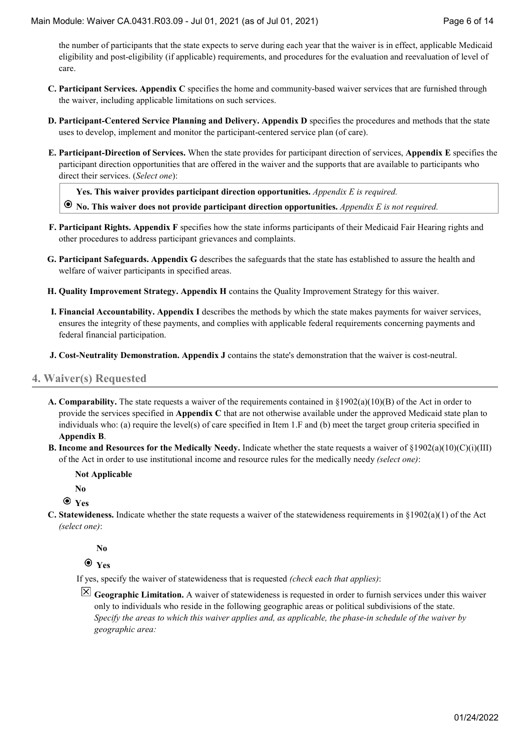the number of participants that the state expects to serve during each year that the waiver is in effect, applicable Medicaid eligibility and post-eligibility (if applicable) requirements, and procedures for the evaluation and reevaluation of level of care.

**C. Participant Services. Appendix C** specifies the home and community-based waiver services that are furnished through the waiver, including applicable limitations on such services.

**D. Participant-Centered Service Planning and Delivery. Appendix D** specifies the procedures and methods that the state uses to develop, implement and monitor the participant-centered service plan (of care).

**E. Participant-Direction of Services.** When the state provides for participant direction of services, **Appendix E** specifies the participant direction opportunities that are offered in the waiver and the supports that are available to participants who direct their services. (*Select one*):

- **Yes. This waiver provides participant direction opportunities.** *Appendix E is required.*
- ◉ **No. This waiver does not provide participant direction opportunities.** *Appendix E is not required.*

**F. Participant Rights. Appendix F** specifies how the state informs participants of their Medicaid Fair Hearing rights and other procedures to address participant grievances and complaints.

**G. Participant Safeguards. Appendix G** describes the safeguards that the state has established to assure the health and welfare of waiver participants in specified areas.

**H. Quality Improvement Strategy. Appendix H** contains the Quality Improvement Strategy for this waiver.

**I. Financial Accountability. Appendix I** describes the methods by which the state makes payments for waiver services, ensures the integrity of these payments, and complies with applicable federal requirements concerning payments and federal financial participation.

**J. Cost-Neutrality Demonstration. Appendix J** contains the state's demonstration that the waiver is cost-neutral.

## 4. Waiver(s) Requested

**A. Comparability.** The state requests a waiver of the requirements contained in §1902(a)(10)(B) of the Act in order to provide the services specified in **Appendix C** that are not otherwise available under the approved Medicaid state plan to individuals who: (a) require the level(s) of care specified in Item 1.F and (b) meet the target group criteria specified in **Appendix B**.

**B. Income and Resources for the Medically Needy.** Indicate whether the state requests a waiver of §1902(a)(10)(C)(i)(III) of the Act in order to use institutional income and resource rules for the medically needy *(select one)*:

- **Not Applicable**
- **No**
- ◉ **Yes**

**C. Statewideness.** Indicate whether the state requests a waiver of the statewideness requirements in §1902(a)(1) of the Act *(select one)*:

- **No**
- ◉ **Yes**

If yes, specify the waiver of statewideness that is requested *(check each that applies)*:

☒ **Geographic Limitation.** A waiver of statewideness is requested in order to furnish services under this waiver only to individuals who reside in the following geographic areas or political subdivisions of the state. *Specify the areas to which this waiver applies and, as applicable, the phase-in schedule of the waiver by geographic area:*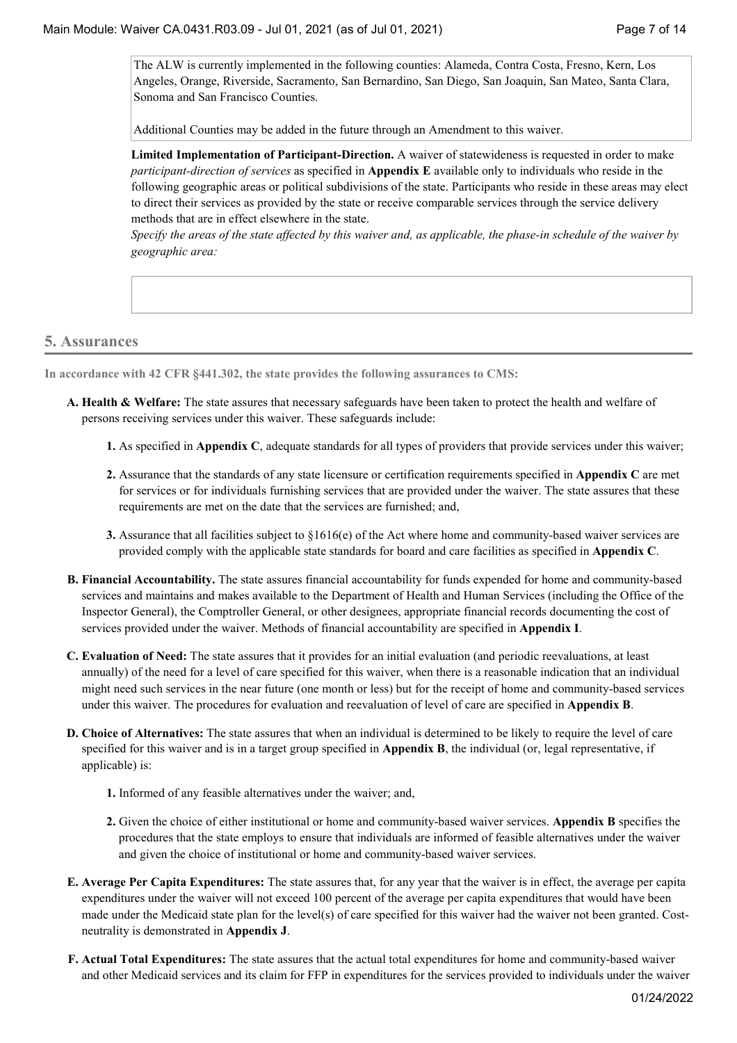The ALW is currently implemented in the following counties: Alameda, Contra Costa, Fresno, Kern, Los Angeles, Orange, Riverside, Sacramento, San Bernardino, San Diego, San Joaquin, San Mateo, Santa Clara, Sonoma and San Francisco Counties.

Additional Counties may be added in the future through an Amendment to this waiver.

**Limited Implementation of Participant-Direction.** A waiver of statewideness is requested in order to make *participant-direction of services* as specified in **Appendix E** available only to individuals who reside in the following geographic areas or political subdivisions of the state. Participants who reside in these areas may elect to direct their services as provided by the state or receive comparable services through the service delivery methods that are in effect elsewhere in the state.

*Specify the areas of the state affected by this waiver and, as applicable, the phase-in schedule of the waiver by geographic area:*

## 5. Assurances

**In accordance with 42 CFR §441.302, the state provides the following assurances to CMS:**

**A. Health & Welfare:** The state assures that necessary safeguards have been taken to protect the health and welfare of persons receiving services under this waiver. These safeguards include:

1. As specified in **Appendix C**, adequate standards for all types of providers that provide services under this waiver;
2. Assurance that the standards of any state licensure or certification requirements specified in **Appendix C** are met for services or for individuals furnishing services that are provided under the waiver. The state assures that these requirements are met on the date that the services are furnished; and,
3. Assurance that all facilities subject to §1616(e) of the Act where home and community-based waiver services are provided comply with the applicable state standards for board and care facilities as specified in **Appendix C**.

**B. Financial Accountability.** The state assures financial accountability for funds expended for home and community-based services and maintains and makes available to the Department of Health and Human Services (including the Office of the Inspector General), the Comptroller General, or other designees, appropriate financial records documenting the cost of services provided under the waiver. Methods of financial accountability are specified in **Appendix I**.

**C. Evaluation of Need:** The state assures that it provides for an initial evaluation (and periodic reevaluations, at least annually) of the need for a level of care specified for this waiver, when there is a reasonable indication that an individual might need such services in the near future (one month or less) but for the receipt of home and community-based services under this waiver. The procedures for evaluation and reevaluation of level of care are specified in **Appendix B**.

**D. Choice of Alternatives:** The state assures that when an individual is determined to be likely to require the level of care specified for this waiver and is in a target group specified in **Appendix B**, the individual (or, legal representative, if applicable) is:

1. Informed of any feasible alternatives under the waiver; and,
2. Given the choice of either institutional or home and community-based waiver services. **Appendix B** specifies the procedures that the state employs to ensure that individuals are informed of feasible alternatives under the waiver and given the choice of institutional or home and community-based waiver services.

**E. Average Per Capita Expenditures:** The state assures that, for any year that the waiver is in effect, the average per capita expenditures under the waiver will not exceed 100 percent of the average per capita expenditures that would have been made under the Medicaid state plan for the level(s) of care specified for this waiver had the waiver not been granted. Cost-neutrality is demonstrated in **Appendix J**.

**F. Actual Total Expenditures:** The state assures that the actual total expenditures for home and community-based waiver and other Medicaid services and its claim for FFP in expenditures for the services provided to individuals under the waiver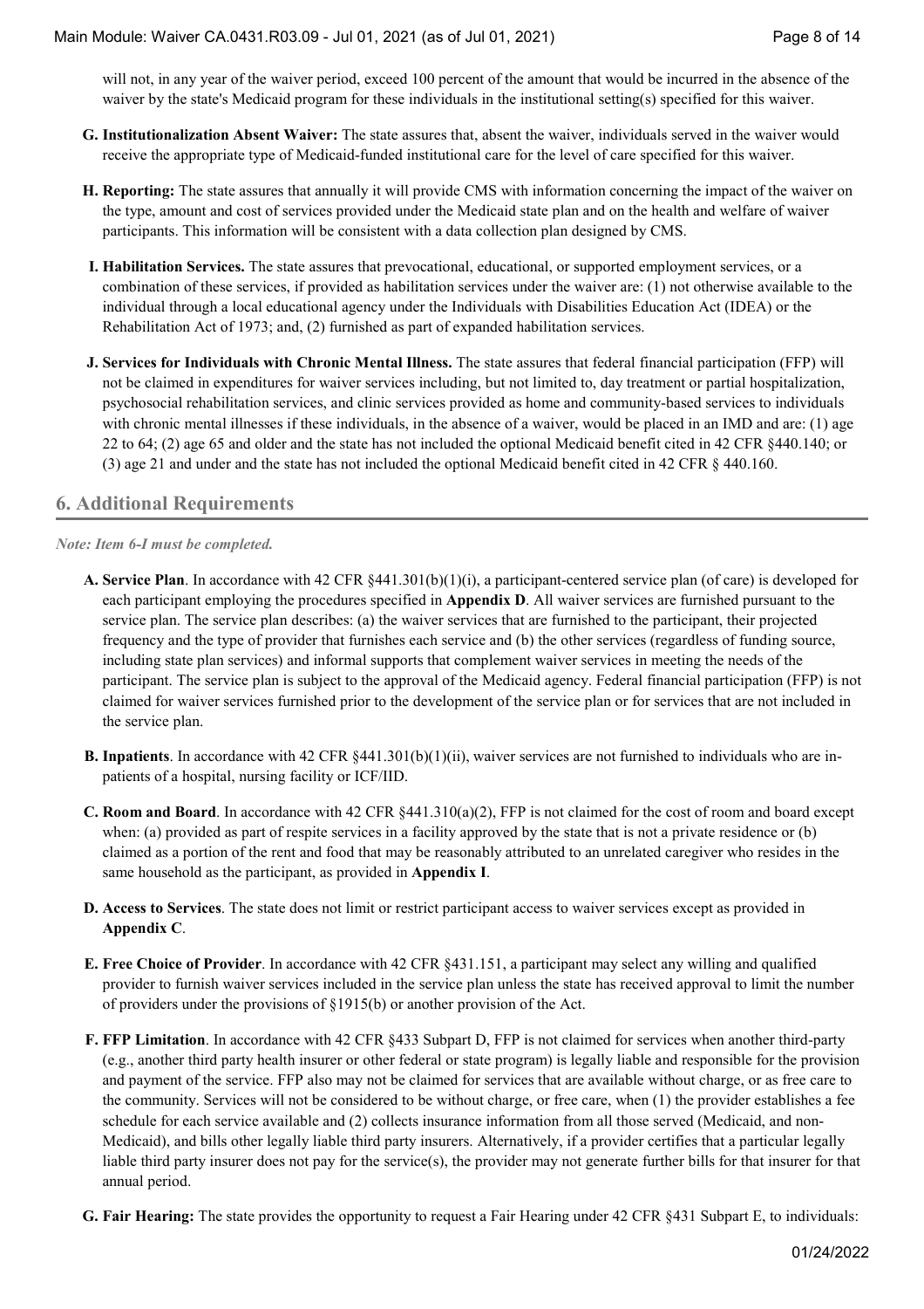will not, in any year of the waiver period, exceed 100 percent of the amount that would be incurred in the absence of the waiver by the state's Medicaid program for these individuals in the institutional setting(s) specified for this waiver.

**G. Institutionalization Absent Waiver:** The state assures that, absent the waiver, individuals served in the waiver would receive the appropriate type of Medicaid-funded institutional care for the level of care specified for this waiver.

**H. Reporting:** The state assures that annually it will provide CMS with information concerning the impact of the waiver on the type, amount and cost of services provided under the Medicaid state plan and on the health and welfare of waiver participants. This information will be consistent with a data collection plan designed by CMS.

**I. Habilitation Services.** The state assures that prevocational, educational, or supported employment services, or a combination of these services, if provided as habilitation services under the waiver are: (1) not otherwise available to the individual through a local educational agency under the Individuals with Disabilities Education Act (IDEA) or the Rehabilitation Act of 1973; and, (2) furnished as part of expanded habilitation services.

**J. Services for Individuals with Chronic Mental Illness.** The state assures that federal financial participation (FFP) will not be claimed in expenditures for waiver services including, but not limited to, day treatment or partial hospitalization, psychosocial rehabilitation services, and clinic services provided as home and community-based services to individuals with chronic mental illnesses if these individuals, in the absence of a waiver, would be placed in an IMD and are: (1) age 22 to 64; (2) age 65 and older and the state has not included the optional Medicaid benefit cited in 42 CFR §440.140; or (3) age 21 and under and the state has not included the optional Medicaid benefit cited in 42 CFR § 440.160.

## 6. Additional Requirements

*Note: Item 6-I must be completed.*

**A. Service Plan**. In accordance with 42 CFR §441.301(b)(1)(i), a participant-centered service plan (of care) is developed for each participant employing the procedures specified in **Appendix D**. All waiver services are furnished pursuant to the service plan. The service plan describes: (a) the waiver services that are furnished to the participant, their projected frequency and the type of provider that furnishes each service and (b) the other services (regardless of funding source, including state plan services) and informal supports that complement waiver services in meeting the needs of the participant. The service plan is subject to the approval of the Medicaid agency. Federal financial participation (FFP) is not claimed for waiver services furnished prior to the development of the service plan or for services that are not included in the service plan.

**B. Inpatients**. In accordance with 42 CFR §441.301(b)(1)(ii), waiver services are not furnished to individuals who are in-patients of a hospital, nursing facility or ICF/IID.

**C. Room and Board**. In accordance with 42 CFR §441.310(a)(2), FFP is not claimed for the cost of room and board except when: (a) provided as part of respite services in a facility approved by the state that is not a private residence or (b) claimed as a portion of the rent and food that may be reasonably attributed to an unrelated caregiver who resides in the same household as the participant, as provided in **Appendix I**.

**D. Access to Services**. The state does not limit or restrict participant access to waiver services except as provided in **Appendix C**.

**E. Free Choice of Provider**. In accordance with 42 CFR §431.151, a participant may select any willing and qualified provider to furnish waiver services included in the service plan unless the state has received approval to limit the number of providers under the provisions of §1915(b) or another provision of the Act.

**F. FFP Limitation**. In accordance with 42 CFR §433 Subpart D, FFP is not claimed for services when another third-party (e.g., another third party health insurer or other federal or state program) is legally liable and responsible for the provision and payment of the service. FFP also may not be claimed for services that are available without charge, or as free care to the community. Services will not be considered to be without charge, or free care, when (1) the provider establishes a fee schedule for each service available and (2) collects insurance information from all those served (Medicaid, and non-Medicaid), and bills other legally liable third party insurers. Alternatively, if a provider certifies that a particular legally liable third party insurer does not pay for the service(s), the provider may not generate further bills for that insurer for that annual period.

**G. Fair Hearing:** The state provides the opportunity to request a Fair Hearing under 42 CFR §431 Subpart E, to individuals: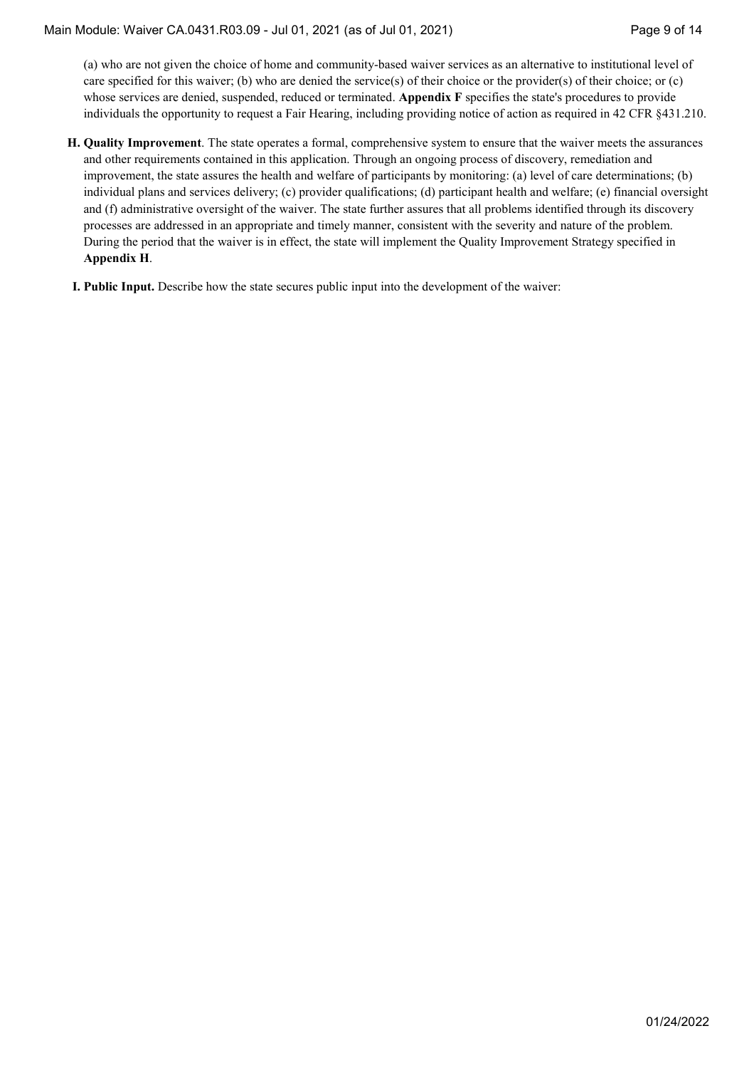(a) who are not given the choice of home and community-based waiver services as an alternative to institutional level of care specified for this waiver; (b) who are denied the service(s) of their choice or the provider(s) of their choice; or (c) whose services are denied, suspended, reduced or terminated. **Appendix F** specifies the state's procedures to provide individuals the opportunity to request a Fair Hearing, including providing notice of action as required in 42 CFR §431.210.

**H. Quality Improvement**. The state operates a formal, comprehensive system to ensure that the waiver meets the assurances and other requirements contained in this application. Through an ongoing process of discovery, remediation and improvement, the state assures the health and welfare of participants by monitoring: (a) level of care determinations; (b) individual plans and services delivery; (c) provider qualifications; (d) participant health and welfare; (e) financial oversight and (f) administrative oversight of the waiver. The state further assures that all problems identified through its discovery processes are addressed in an appropriate and timely manner, consistent with the severity and nature of the problem. During the period that the waiver is in effect, the state will implement the Quality Improvement Strategy specified in **Appendix H**.

**I. Public Input.** Describe how the state secures public input into the development of the waiver: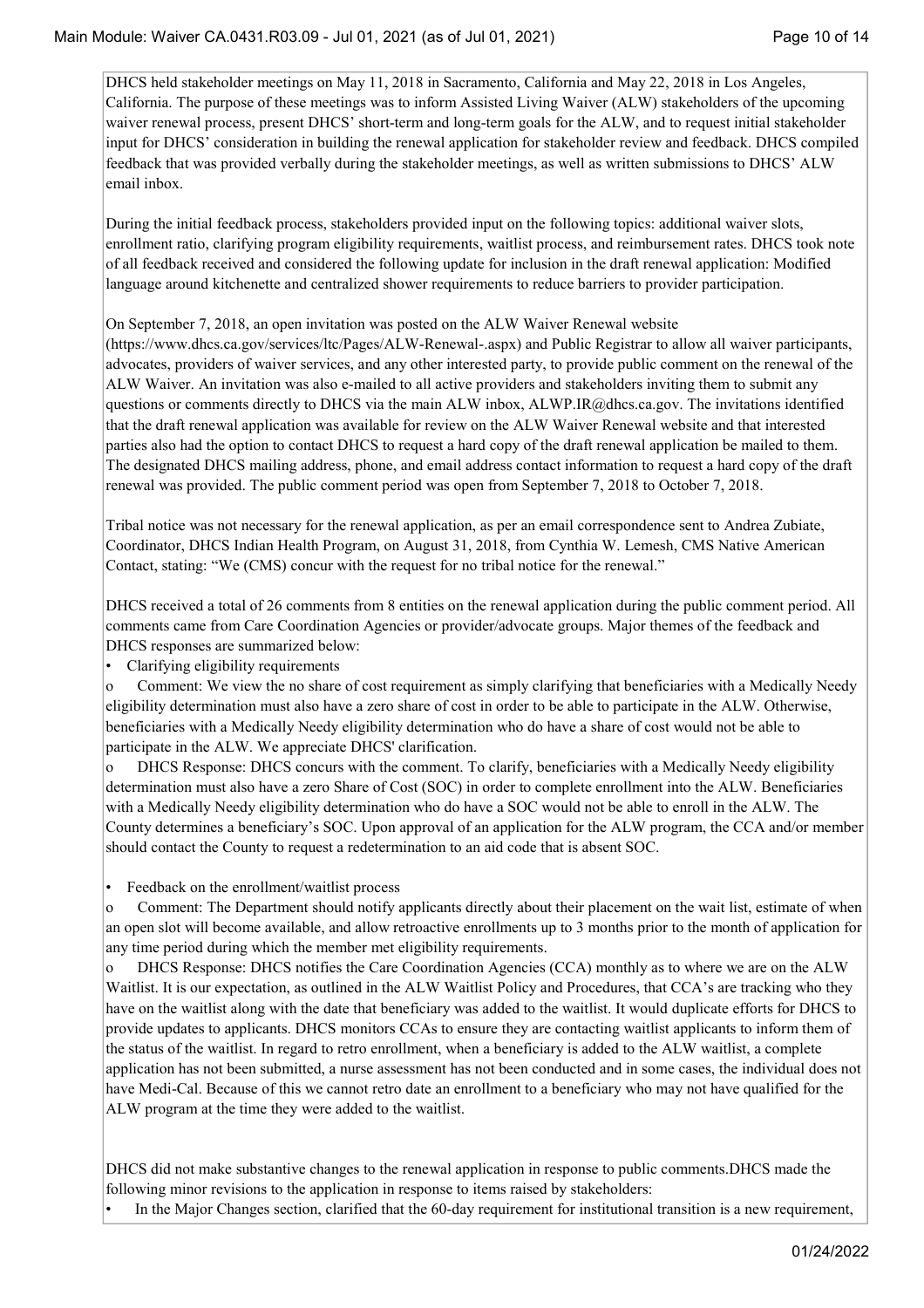DHCS held stakeholder meetings on May 11, 2018 in Sacramento, California and May 22, 2018 in Los Angeles, California. The purpose of these meetings was to inform Assisted Living Waiver (ALW) stakeholders of the upcoming waiver renewal process, present DHCS' short-term and long-term goals for the ALW, and to request initial stakeholder input for DHCS' consideration in building the renewal application for stakeholder review and feedback. DHCS compiled feedback that was provided verbally during the stakeholder meetings, as well as written submissions to DHCS' ALW email inbox.

During the initial feedback process, stakeholders provided input on the following topics: additional waiver slots, enrollment ratio, clarifying program eligibility requirements, waitlist process, and reimbursement rates. DHCS took note of all feedback received and considered the following update for inclusion in the draft renewal application: Modified language around kitchenette and centralized shower requirements to reduce barriers to provider participation.

On September 7, 2018, an open invitation was posted on the ALW Waiver Renewal website (https://www.dhcs.ca.gov/services/ltc/Pages/ALW-Renewal-.aspx) and Public Registrar to allow all waiver participants, advocates, providers of waiver services, and any other interested party, to provide public comment on the renewal of the ALW Waiver. An invitation was also e-mailed to all active providers and stakeholders inviting them to submit any questions or comments directly to DHCS via the main ALW inbox, ALWP.IR@dhcs.ca.gov. The invitations identified that the draft renewal application was available for review on the ALW Waiver Renewal website and that interested parties also had the option to contact DHCS to request a hard copy of the draft renewal application be mailed to them. The designated DHCS mailing address, phone, and email address contact information to request a hard copy of the draft renewal was provided. The public comment period was open from September 7, 2018 to October 7, 2018.

Tribal notice was not necessary for the renewal application, as per an email correspondence sent to Andrea Zubiate, Coordinator, DHCS Indian Health Program, on August 31, 2018, from Cynthia W. Lemesh, CMS Native American Contact, stating: "We (CMS) concur with the request for no tribal notice for the renewal."

DHCS received a total of 26 comments from 8 entities on the renewal application during the public comment period. All comments came from Care Coordination Agencies or provider/advocate groups. Major themes of the feedback and DHCS responses are summarized below:

- Clarifying eligibility requirements
  - Comment: We view the no share of cost requirement as simply clarifying that beneficiaries with a Medically Needy eligibility determination must also have a zero share of cost in order to be able to participate in the ALW. Otherwise, beneficiaries with a Medically Needy eligibility determination who do have a share of cost would not be able to participate in the ALW. We appreciate DHCS' clarification.
  - DHCS Response: DHCS concurs with the comment. To clarify, beneficiaries with a Medically Needy eligibility determination must also have a zero Share of Cost (SOC) in order to complete enrollment into the ALW. Beneficiaries with a Medically Needy eligibility determination who do have a SOC would not be able to enroll in the ALW. The County determines a beneficiary's SOC. Upon approval of an application for the ALW program, the CCA and/or member should contact the County to request a redetermination to an aid code that is absent SOC.

- Feedback on the enrollment/waitlist process
  - Comment: The Department should notify applicants directly about their placement on the wait list, estimate of when an open slot will become available, and allow retroactive enrollments up to 3 months prior to the month of application for any time period during which the member met eligibility requirements.
  - DHCS Response: DHCS notifies the Care Coordination Agencies (CCA) monthly as to where we are on the ALW Waitlist. It is our expectation, as outlined in the ALW Waitlist Policy and Procedures, that CCA's are tracking who they have on the waitlist along with the date that beneficiary was added to the waitlist. It would duplicate efforts for DHCS to provide updates to applicants. DHCS monitors CCAs to ensure they are contacting waitlist applicants to inform them of the status of the waitlist. In regard to retro enrollment, when a beneficiary is added to the ALW waitlist, a complete application has not been submitted, a nurse assessment has not been conducted and in some cases, the individual does not have Medi-Cal. Because of this we cannot retro date an enrollment to a beneficiary who may not have qualified for the ALW program at the time they were added to the waitlist.

DHCS did not make substantive changes to the renewal application in response to public comments.DHCS made the following minor revisions to the application in response to items raised by stakeholders:

- In the Major Changes section, clarified that the 60-day requirement for institutional transition is a new requirement,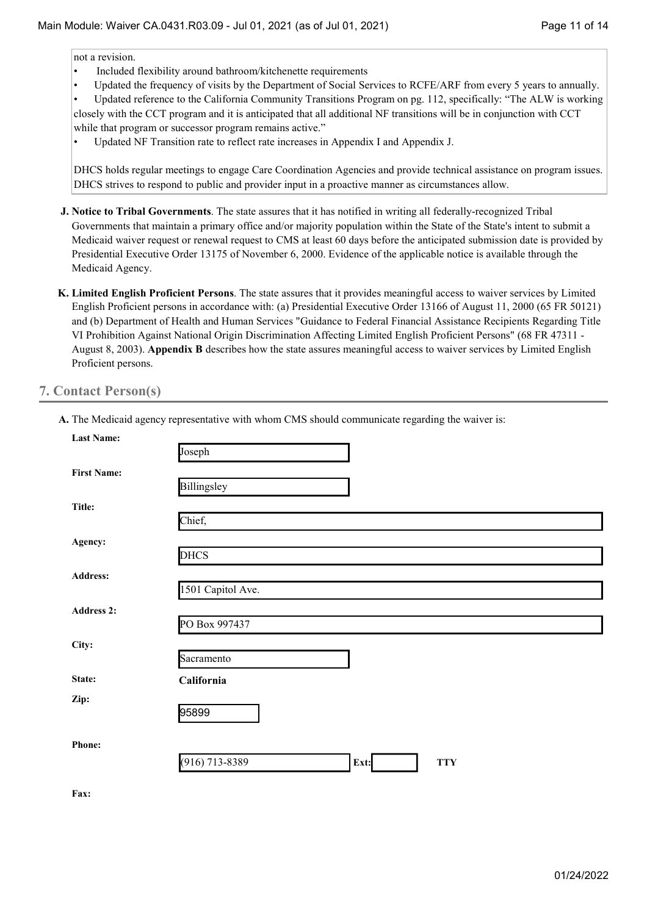not a revision.

- Included flexibility around bathroom/kitchenette requirements
- Updated the frequency of visits by the Department of Social Services to RCFE/ARF from every 5 years to annually.
- Updated reference to the California Community Transitions Program on pg. 112, specifically: "The ALW is working closely with the CCT program and it is anticipated that all additional NF transitions will be in conjunction with CCT while that program or successor program remains active."
- Updated NF Transition rate to reflect rate increases in Appendix I and Appendix J.

DHCS holds regular meetings to engage Care Coordination Agencies and provide technical assistance on program issues. DHCS strives to respond to public and provider input in a proactive manner as circumstances allow.

**J. Notice to Tribal Governments**. The state assures that it has notified in writing all federally-recognized Tribal Governments that maintain a primary office and/or majority population within the State of the State's intent to submit a Medicaid waiver request or renewal request to CMS at least 60 days before the anticipated submission date is provided by Presidential Executive Order 13175 of November 6, 2000. Evidence of the applicable notice is available through the Medicaid Agency.

**K. Limited English Proficient Persons**. The state assures that it provides meaningful access to waiver services by Limited English Proficient persons in accordance with: (a) Presidential Executive Order 13166 of August 11, 2000 (65 FR 50121) and (b) Department of Health and Human Services "Guidance to Federal Financial Assistance Recipients Regarding Title VI Prohibition Against National Origin Discrimination Affecting Limited English Proficient Persons" (68 FR 47311 - August 8, 2003). **Appendix B** describes how the state assures meaningful access to waiver services by Limited English Proficient persons.

## 7. Contact Person(s)

**A.** The Medicaid agency representative with whom CMS should communicate regarding the waiver is:

**Last Name:** Joseph

**First Name:** Billingsley

**Title:** Chief,

**Agency:** DHCS

**Address:** 1501 Capitol Ave.

**Address 2:** PO Box 997437

**City:** Sacramento

**State:** California

**Zip:** 95899

**Phone:** (916) 713-8389 **Ext:** **TTY**

**Fax:**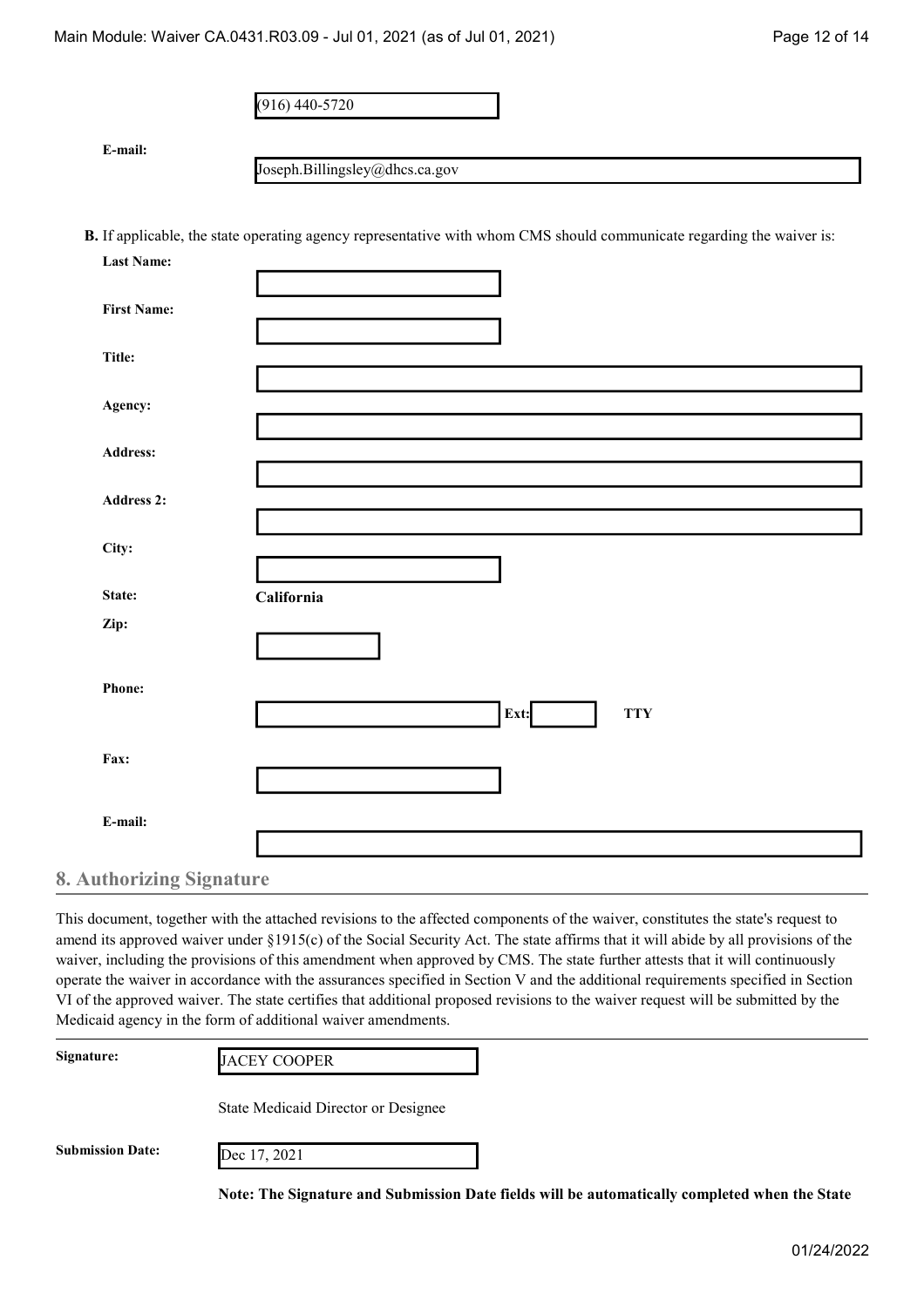(916) 440-5720

**E-mail:** Joseph.Billingsley@dhcs.ca.gov

**B.** If applicable, the state operating agency representative with whom CMS should communicate regarding the waiver is:

**Last Name:**

**First Name:**

**Title:**

**Agency:**

**Address:**

**Address 2:**

**City:**

**State:** **California**

**Zip:**

**Phone:** **Ext:** **TTY**

**Fax:**

**E-mail:**

## 8. Authorizing Signature

This document, together with the attached revisions to the affected components of the waiver, constitutes the state's request to amend its approved waiver under §1915(c) of the Social Security Act. The state affirms that it will abide by all provisions of the waiver, including the provisions of this amendment when approved by CMS. The state further attests that it will continuously operate the waiver in accordance with the assurances specified in Section V and the additional requirements specified in Section VI of the approved waiver. The state certifies that additional proposed revisions to the waiver request will be submitted by the Medicaid agency in the form of additional waiver amendments.

**Signature:** JACEY COOPER

State Medicaid Director or Designee

**Submission Date:** Dec 17, 2021

**Note: The Signature and Submission Date fields will be automatically completed when the State**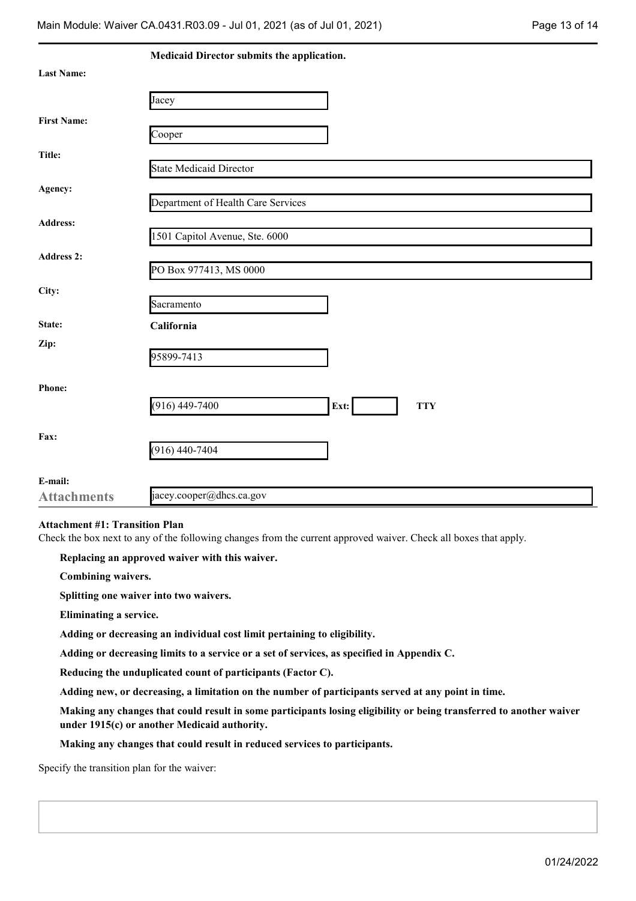**Medicaid Director submits the application.**

**Last Name:** Jacey

**First Name:** Cooper

**Title:** State Medicaid Director

**Agency:** Department of Health Care Services

**Address:** 1501 Capitol Avenue, Ste. 6000

**Address 2:** PO Box 977413, MS 0000

**City:** Sacramento

**State:** California

**Zip:** 95899-7413

**Phone:** (916) 449-7400 **Ext:** **TTY**

**Fax:** (916) 440-7404

**E-mail:** jacey.cooper@dhcs.ca.gov

## Attachments

**Attachment #1: Transition Plan**

Check the box next to any of the following changes from the current approved waiver. Check all boxes that apply.

- **Replacing an approved waiver with this waiver.**
- **Combining waivers.**
- **Splitting one waiver into two waivers.**
- **Eliminating a service.**
- **Adding or decreasing an individual cost limit pertaining to eligibility.**
- **Adding or decreasing limits to a service or a set of services, as specified in Appendix C.**
- **Reducing the unduplicated count of participants (Factor C).**
- **Adding new, or decreasing, a limitation on the number of participants served at any point in time.**
- **Making any changes that could result in some participants losing eligibility or being transferred to another waiver under 1915(c) or another Medicaid authority.**
- **Making any changes that could result in reduced services to participants.**

Specify the transition plan for the waiver: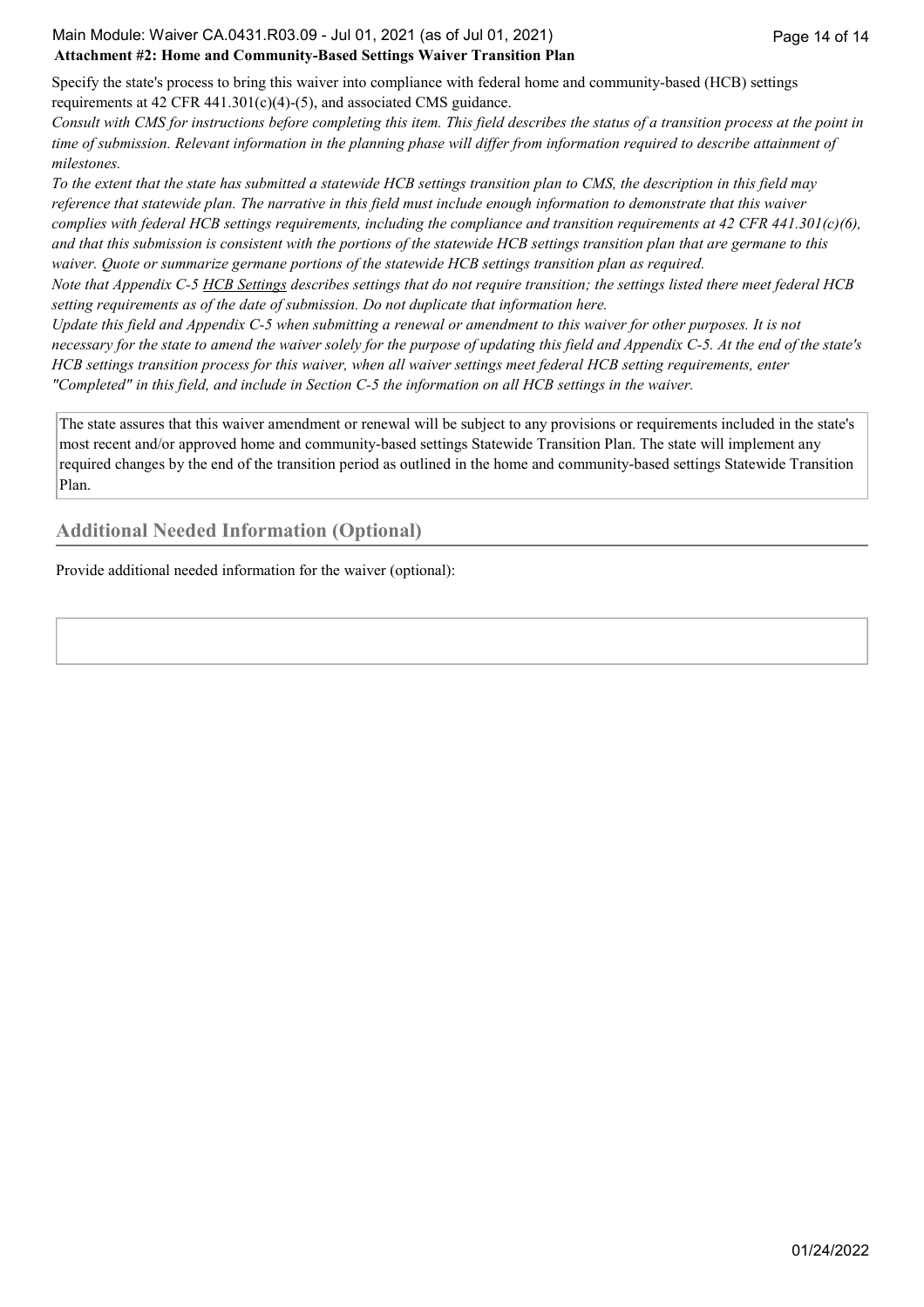**Attachment #2: Home and Community-Based Settings Waiver Transition Plan**

Specify the state's process to bring this waiver into compliance with federal home and community-based (HCB) settings requirements at 42 CFR 441.301(c)(4)-(5), and associated CMS guidance.

*Consult with CMS for instructions before completing this item. This field describes the status of a transition process at the point in time of submission. Relevant information in the planning phase will differ from information required to describe attainment of milestones.*

*To the extent that the state has submitted a statewide HCB settings transition plan to CMS, the description in this field may reference that statewide plan. The narrative in this field must include enough information to demonstrate that this waiver complies with federal HCB settings requirements, including the compliance and transition requirements at 42 CFR 441.301(c)(6), and that this submission is consistent with the portions of the statewide HCB settings transition plan that are germane to this waiver. Quote or summarize germane portions of the statewide HCB settings transition plan as required.*

*Note that Appendix C-5 HCB Settings describes settings that do not require transition; the settings listed there meet federal HCB setting requirements as of the date of submission. Do not duplicate that information here.*

*Update this field and Appendix C-5 when submitting a renewal or amendment to this waiver for other purposes. It is not necessary for the state to amend the waiver solely for the purpose of updating this field and Appendix C-5. At the end of the state's HCB settings transition process for this waiver, when all waiver settings meet federal HCB setting requirements, enter "Completed" in this field, and include in Section C-5 the information on all HCB settings in the waiver.*

The state assures that this waiver amendment or renewal will be subject to any provisions or requirements included in the state's most recent and/or approved home and community-based settings Statewide Transition Plan. The state will implement any required changes by the end of the transition period as outlined in the home and community-based settings Statewide Transition Plan.

## Additional Needed Information (Optional)

Provide additional needed information for the waiver (optional):